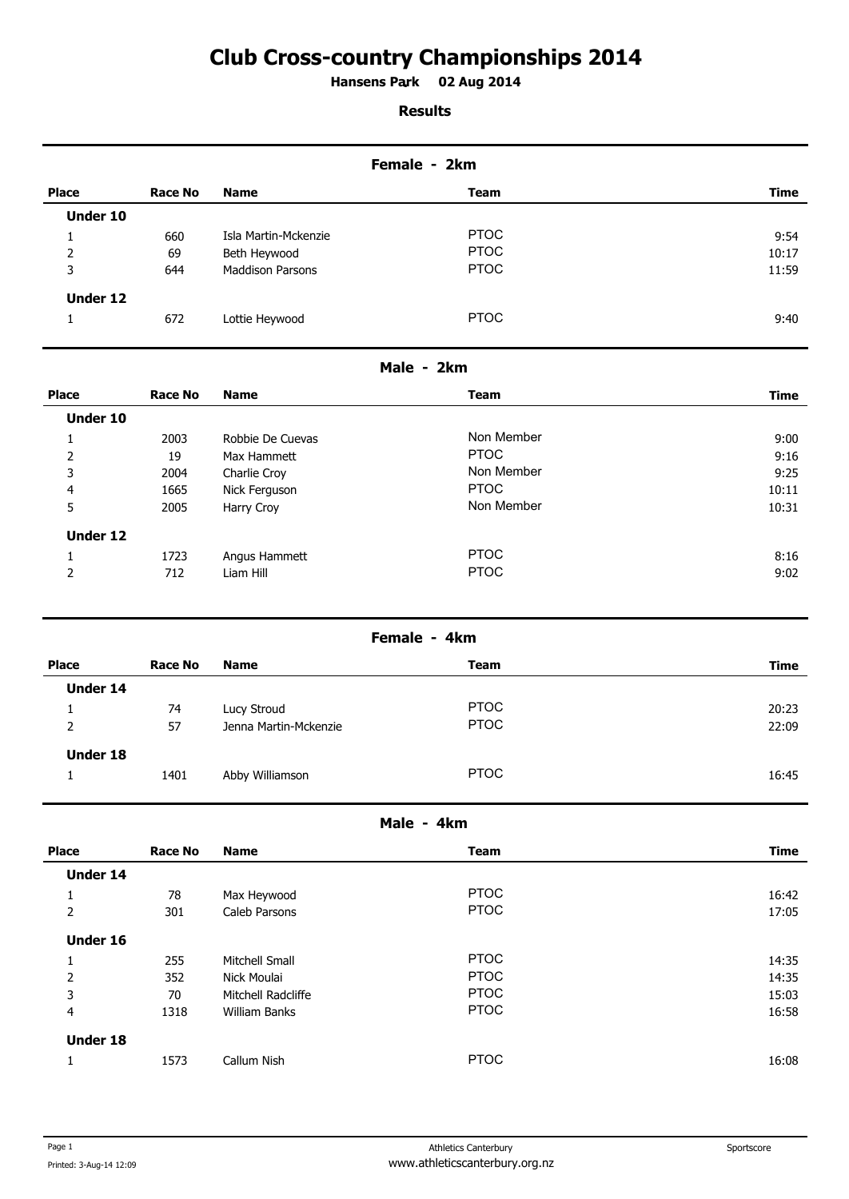# Club Cross-country Championships 2014

**Hansens Park 02 Aug 2014**

**Results**

## Female - 2km

| Place | Race No | Name | Team | Time |
|---|---|---|---|---|
| **Under 10** | | | | |
| 1 | 660 | Isla Martin-Mckenzie | PTOC | 9:54 |
| 2 | 69 | Beth Heywood | PTOC | 10:17 |
| 3 | 644 | Maddison Parsons | PTOC | 11:59 |
| **Under 12** | | | | |
| 1 | 672 | Lottie Heywood | PTOC | 9:40 |

## Male - 2km

| Place | Race No | Name | Team | Time |
|---|---|---|---|---|
| **Under 10** | | | | |
| 1 | 2003 | Robbie De Cuevas | Non Member | 9:00 |
| 2 | 19 | Max Hammett | PTOC | 9:16 |
| 3 | 2004 | Charlie Croy | Non Member | 9:25 |
| 4 | 1665 | Nick Ferguson | PTOC | 10:11 |
| 5 | 2005 | Harry Croy | Non Member | 10:31 |
| **Under 12** | | | | |
| 1 | 1723 | Angus Hammett | PTOC | 8:16 |
| 2 | 712 | Liam Hill | PTOC | 9:02 |

## Female - 4km

| Place | Race No | Name | Team | Time |
|---|---|---|---|---|
| **Under 14** | | | | |
| 1 | 74 | Lucy Stroud | PTOC | 20:23 |
| 2 | 57 | Jenna Martin-Mckenzie | PTOC | 22:09 |
| **Under 18** | | | | |
| 1 | 1401 | Abby Williamson | PTOC | 16:45 |

## Male - 4km

| Place | Race No | Name | Team | Time |
|---|---|---|---|---|
| **Under 14** | | | | |
| 1 | 78 | Max Heywood | PTOC | 16:42 |
| 2 | 301 | Caleb Parsons | PTOC | 17:05 |
| **Under 16** | | | | |
| 1 | 255 | Mitchell Small | PTOC | 14:35 |
| 2 | 352 | Nick Moulai | PTOC | 14:35 |
| 3 | 70 | Mitchell Radcliffe | PTOC | 15:03 |
| 4 | 1318 | William Banks | PTOC | 16:58 |
| **Under 18** | | | | |
| 1 | 1573 | Callum Nish | PTOC | 16:08 |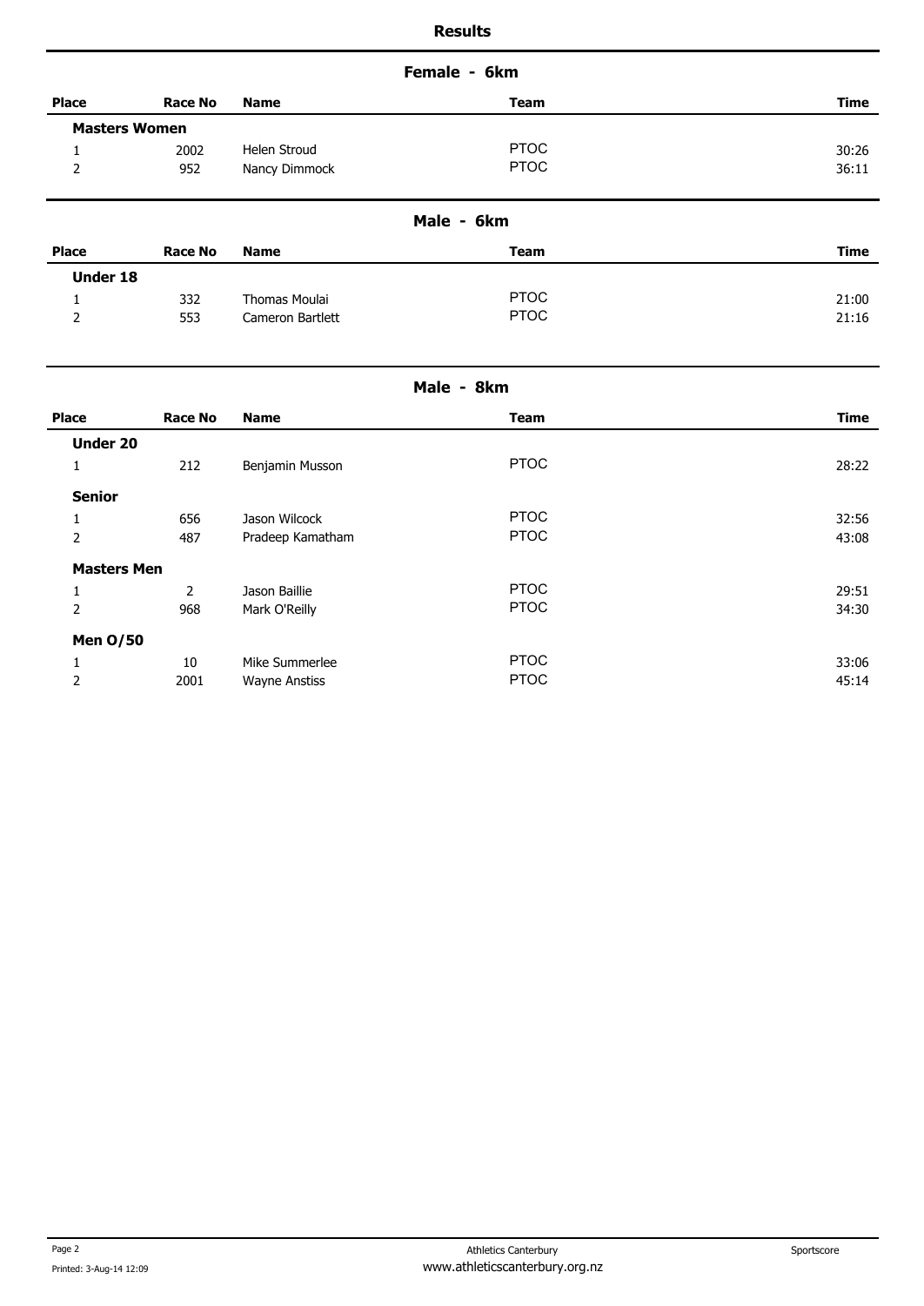# Results

## Female - 6km

| Place | Race No | Name | Team | Time |
|---|---|---|---|---|
| **Masters Women** | | | | |
| 1 | 2002 | Helen Stroud | PTOC | 30:26 |
| 2 | 952 | Nancy Dimmock | PTOC | 36:11 |

## Male - 6km

| Place | Race No | Name | Team | Time |
|---|---|---|---|---|
| **Under 18** | | | | |
| 1 | 332 | Thomas Moulai | PTOC | 21:00 |
| 2 | 553 | Cameron Bartlett | PTOC | 21:16 |

## Male - 8km

| Place | Race No | Name | Team | Time |
|---|---|---|---|---|
| **Under 20** | | | | |
| 1 | 212 | Benjamin Musson | PTOC | 28:22 |
| **Senior** | | | | |
| 1 | 656 | Jason Wilcock | PTOC | 32:56 |
| 2 | 487 | Pradeep Kamatham | PTOC | 43:08 |
| **Masters Men** | | | | |
| 1 | 2 | Jason Baillie | PTOC | 29:51 |
| 2 | 968 | Mark O'Reilly | PTOC | 34:30 |
| **Men O/50** | | | | |
| 1 | 10 | Mike Summerlee | PTOC | 33:06 |
| 2 | 2001 | Wayne Anstiss | PTOC | 45:14 |

Printed: 3-Aug-14 12:09

Athletics Canterbury
www.athleticscanterbury.org.nz

Sportscore